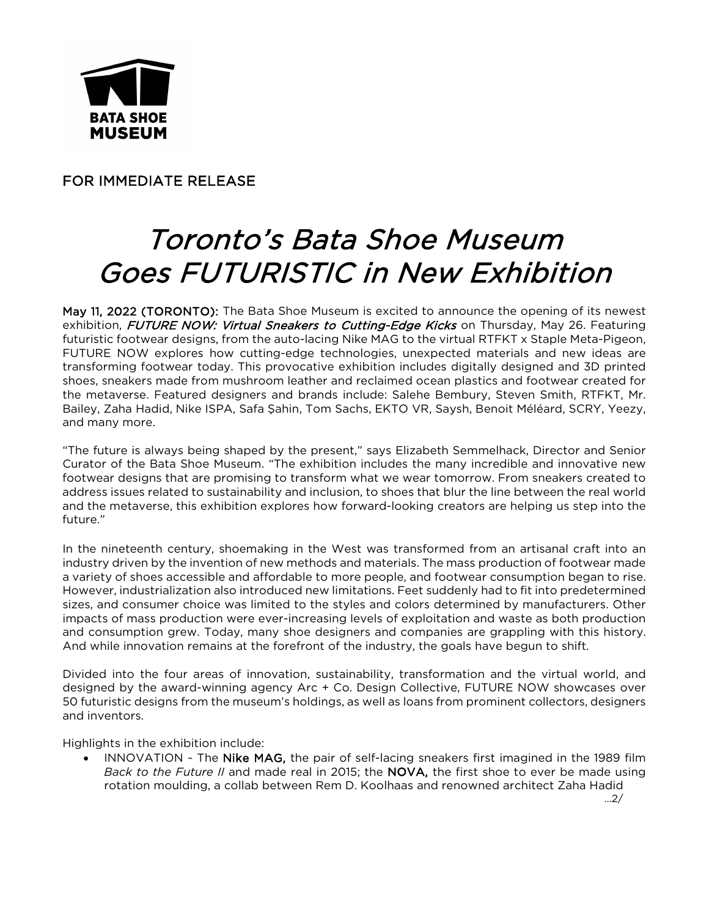BATA SHOE MUSEUM

FOR IMMEDIATE RELEASE

# *Toronto's Bata Shoe Museum Goes FUTURISTIC in New Exhibition*

**May 11, 2022 (TORONTO):** The Bata Shoe Museum is excited to announce the opening of its newest exhibition, ***FUTURE NOW: Virtual Sneakers to Cutting-Edge Kicks*** on Thursday, May 26. Featuring futuristic footwear designs, from the auto-lacing Nike MAG to the virtual RTFKT x Staple Meta-Pigeon, FUTURE NOW explores how cutting-edge technologies, unexpected materials and new ideas are transforming footwear today. This provocative exhibition includes digitally designed and 3D printed shoes, sneakers made from mushroom leather and reclaimed ocean plastics and footwear created for the metaverse. Featured designers and brands include: Salehe Bembury, Steven Smith, RTFKT, Mr. Bailey, Zaha Hadid, Nike ISPA, Safa Şahin, Tom Sachs, EKTO VR, Saysh, Benoit Méléard, SCRY, Yeezy, and many more.

"The future is always being shaped by the present," says Elizabeth Semmelhack, Director and Senior Curator of the Bata Shoe Museum. "The exhibition includes the many incredible and innovative new footwear designs that are promising to transform what we wear tomorrow. From sneakers created to address issues related to sustainability and inclusion, to shoes that blur the line between the real world and the metaverse, this exhibition explores how forward-looking creators are helping us step into the future."

In the nineteenth century, shoemaking in the West was transformed from an artisanal craft into an industry driven by the invention of new methods and materials. The mass production of footwear made a variety of shoes accessible and affordable to more people, and footwear consumption began to rise. However, industrialization also introduced new limitations. Feet suddenly had to fit into predetermined sizes, and consumer choice was limited to the styles and colors determined by manufacturers. Other impacts of mass production were ever-increasing levels of exploitation and waste as both production and consumption grew. Today, many shoe designers and companies are grappling with this history. And while innovation remains at the forefront of the industry, the goals have begun to shift.

Divided into the four areas of innovation, sustainability, transformation and the virtual world, and designed by the award-winning agency Arc + Co. Design Collective, FUTURE NOW showcases over 50 futuristic designs from the museum's holdings, as well as loans from prominent collectors, designers and inventors.

Highlights in the exhibition include:

- INNOVATION ~ The **Nike MAG,** the pair of self-lacing sneakers first imagined in the 1989 film *Back to the Future II* and made real in 2015; the **NOVA,** the first shoe to ever be made using rotation moulding, a collab between Rem D. Koolhaas and renowned architect Zaha Hadid

…2/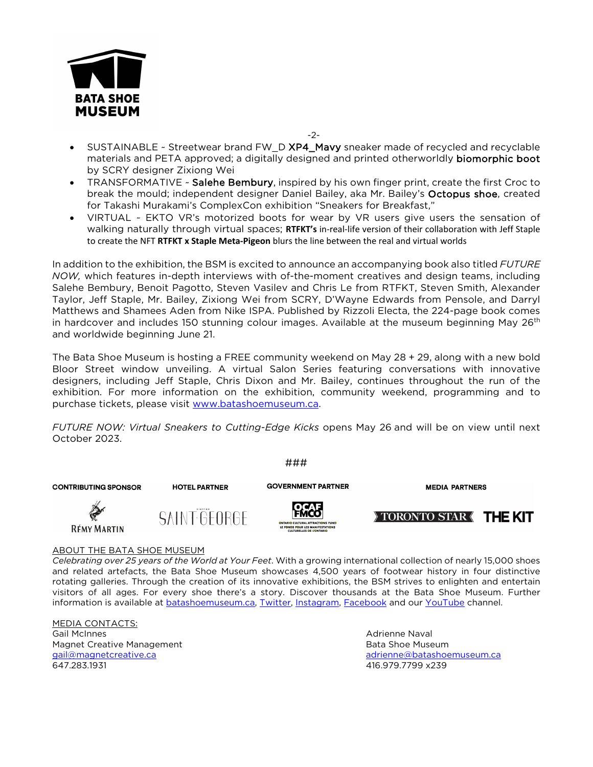- SUSTAINABLE ~ Streetwear brand FW_D **XP4_Mavy** sneaker made of recycled and recyclable materials and PETA approved; a digitally designed and printed otherworldly **biomorphic boot** by SCRY designer Zixiong Wei
- TRANSFORMATIVE ~ **Salehe Bembury**, inspired by his own finger print, create the first Croc to break the mould; independent designer Daniel Bailey, aka Mr. Bailey's **Octopus shoe**, created for Takashi Murakami's ComplexCon exhibition "Sneakers for Breakfast,"
- VIRTUAL ~ EKTO VR's motorized boots for wear by VR users give users the sensation of walking naturally through virtual spaces; **RTFKT's** in-real-life version of their collaboration with Jeff Staple to create the NFT **RTFKT x Staple Meta-Pigeon** blurs the line between the real and virtual worlds

In addition to the exhibition, the BSM is excited to announce an accompanying book also titled *FUTURE NOW,* which features in-depth interviews with of-the-moment creatives and design teams, including Salehe Bembury, Benoit Pagotto, Steven Vasilev and Chris Le from RTFKT, Steven Smith, Alexander Taylor, Jeff Staple, Mr. Bailey, Zixiong Wei from SCRY, D'Wayne Edwards from Pensole, and Darryl Matthews and Shamees Aden from Nike ISPA. Published by Rizzoli Electa, the 224-page book comes in hardcover and includes 150 stunning colour images. Available at the museum beginning May 26th and worldwide beginning June 21.

The Bata Shoe Museum is hosting a FREE community weekend on May 28 + 29, along with a new bold Bloor Street window unveiling. A virtual Salon Series featuring conversations with innovative designers, including Jeff Staple, Chris Dixon and Mr. Bailey, continues throughout the run of the exhibition. For more information on the exhibition, community weekend, programming and to purchase tickets, please visit www.batashoemuseum.ca.

*FUTURE NOW: Virtual Sneakers to Cutting-Edge Kicks* opens May 26 and will be on view until next October 2023.

###

| CONTRIBUTING SPONSOR | HOTEL PARTNER | GOVERNMENT PARTNER | MEDIA PARTNERS |
|---|---|---|---|
| Rémy Martin | Saint George | OCAF FMCO – Ontario Cultural Attractions Fund / Le Fonds pour les manifestations culturelles de l'Ontario | Toronto Star, The Kit |

ABOUT THE BATA SHOE MUSEUM

*Celebrating over 25 years of the World at Your Feet*. With a growing international collection of nearly 15,000 shoes and related artefacts, the Bata Shoe Museum showcases 4,500 years of footwear history in four distinctive rotating galleries. Through the creation of its innovative exhibitions, the BSM strives to enlighten and entertain visitors of all ages. For every shoe there's a story. Discover thousands at the Bata Shoe Museum. Further information is available at batashoemuseum.ca, Twitter, Instagram, Facebook and our YouTube channel.

MEDIA CONTACTS:

Gail McInnes
Magnet Creative Management
gail@magnetcreative.ca
647.283.1931

Adrienne Naval
Bata Shoe Museum
adrienne@batashoemuseum.ca
416.979.7799 x239